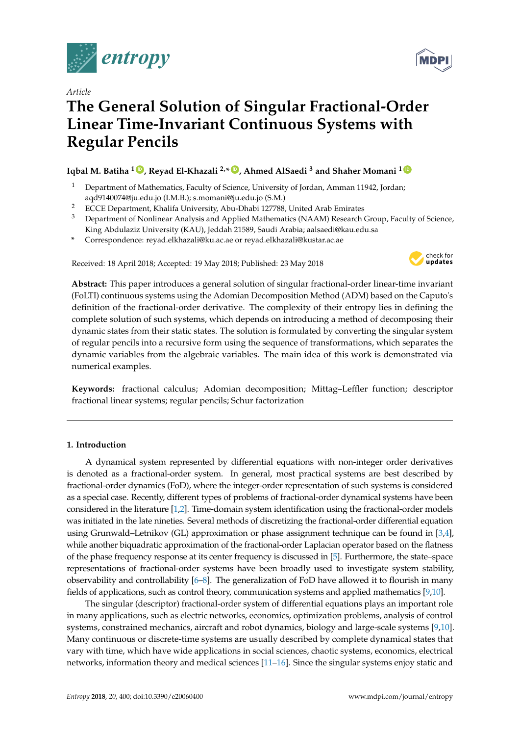*Article*

# The General Solution of Singular Fractional-Order Linear Time-Invariant Continuous Systems with Regular Pencils

**Iqbal M. Batiha [1], Reyad El-Khazali [2,*], Ahmed AlSaedi [3] and Shaher Momani [1]**

[1] Department of Mathematics, Faculty of Science, University of Jordan, Amman 11942, Jordan; aqd9140074@ju.edu.jo (I.M.B.); s.momani@ju.edu.jo (S.M.)

[2] ECCE Department, Khalifa University, Abu-Dhabi 127788, United Arab Emirates

[3] Department of Nonlinear Analysis and Applied Mathematics (NAAM) Research Group, Faculty of Science, King Abdulaziz University (KAU), Jeddah 21589, Saudi Arabia; aalsaedi@kau.edu.sa

\* Correspondence: reyad.elkhazali@ku.ac.ae or reyad.elkhazali@kustar.ac.ae

Received: 18 April 2018; Accepted: 19 May 2018; Published: 23 May 2018

**Abstract:** This paper introduces a general solution of singular fractional-order linear-time invariant (FoLTI) continuous systems using the Adomian Decomposition Method (ADM) based on the Caputo's definition of the fractional-order derivative. The complexity of their entropy lies in defining the complete solution of such systems, which depends on introducing a method of decomposing their dynamic states from their static states. The solution is formulated by converting the singular system of regular pencils into a recursive form using the sequence of transformations, which separates the dynamic variables from the algebraic variables. The main idea of this work is demonstrated via numerical examples.

**Keywords:** fractional calculus; Adomian decomposition; Mittag–Leffler function; descriptor fractional linear systems; regular pencils; Schur factorization

## 1. Introduction

A dynamical system represented by differential equations with non-integer order derivatives is denoted as a fractional-order system. In general, most practical systems are best described by fractional-order dynamics (FoD), where the integer-order representation of such systems is considered as a special case. Recently, different types of problems of fractional-order dynamical systems have been considered in the literature [1,2]. Time-domain system identification using the fractional-order models was initiated in the late nineties. Several methods of discretizing the fractional-order differential equation using Grunwald–Letnikov (GL) approximation or phase assignment technique can be found in [3,4], while another biquadratic approximation of the fractional-order Laplacian operator based on the flatness of the phase frequency response at its center frequency is discussed in [5]. Furthermore, the state–space representations of fractional-order systems have been broadly used to investigate system stability, observability and controllability [6–8]. The generalization of FoD have allowed it to flourish in many fields of applications, such as control theory, communication systems and applied mathematics [9,10].

The singular (descriptor) fractional-order system of differential equations plays an important role in many applications, such as electric networks, economics, optimization problems, analysis of control systems, constrained mechanics, aircraft and robot dynamics, biology and large-scale systems [9,10]. Many continuous or discrete-time systems are usually described by complete dynamical states that vary with time, which have wide applications in social sciences, chaotic systems, economics, electrical networks, information theory and medical sciences [11–16]. Since the singular systems enjoy static and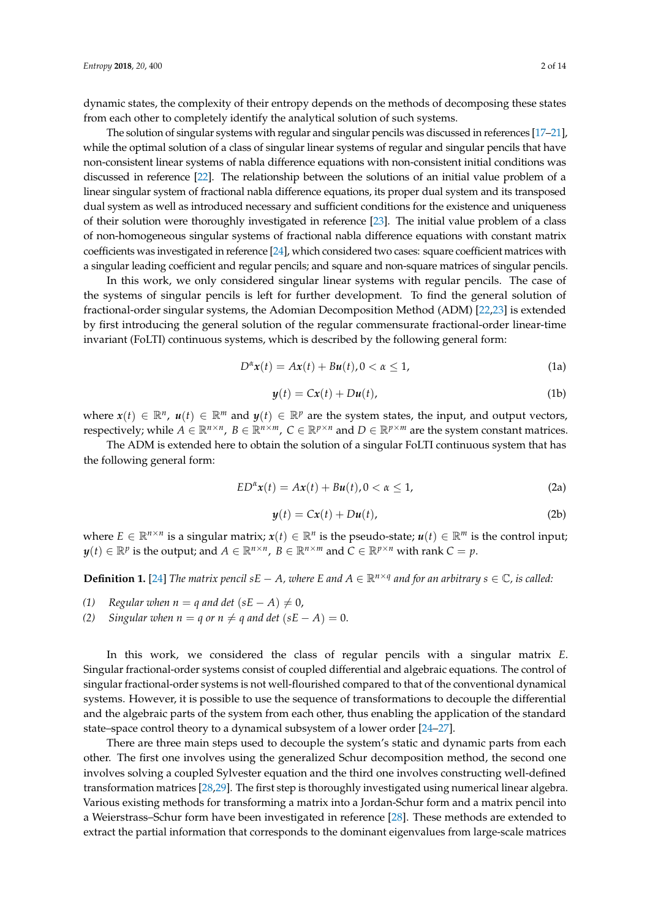dynamic states, the complexity of their entropy depends on the methods of decomposing these states from each other to completely identify the analytical solution of such systems.

The solution of singular systems with regular and singular pencils was discussed in references [17–21], while the optimal solution of a class of singular linear systems of regular and singular pencils that have non-consistent linear systems of nabla difference equations with non-consistent initial conditions was discussed in reference [22]. The relationship between the solutions of an initial value problem of a linear singular system of fractional nabla difference equations, its proper dual system and its transposed dual system as well as introduced necessary and sufficient conditions for the existence and uniqueness of their solution were thoroughly investigated in reference [23]. The initial value problem of a class of non-homogeneous singular systems of fractional nabla difference equations with constant matrix coefficients was investigated in reference [24], which considered two cases: square coefficient matrices with a singular leading coefficient and regular pencils; and square and non-square matrices of singular pencils.

In this work, we only considered singular linear systems with regular pencils. The case of the systems of singular pencils is left for further development. To find the general solution of fractional-order singular systems, the Adomian Decomposition Method (ADM) [22,23] is extended by first introducing the general solution of the regular commensurate fractional-order linear-time invariant (FoLTI) continuous systems, which is described by the following general form:

$$D^{\alpha}\boldsymbol{x}(t) = A\boldsymbol{x}(t) + B\boldsymbol{u}(t), 0 < \alpha \leq 1, \tag{1a}$$

$$\boldsymbol{y}(t) = C\boldsymbol{x}(t) + D\boldsymbol{u}(t), \tag{1b}$$

where $\boldsymbol{x}(t) \in \mathbb{R}^n$, $\boldsymbol{u}(t) \in \mathbb{R}^m$ and $\boldsymbol{y}(t) \in \mathbb{R}^p$ are the system states, the input, and output vectors, respectively; while $A \in \mathbb{R}^{n\times n}$, $B \in \mathbb{R}^{n\times m}$, $C \in \mathbb{R}^{p\times n}$ and $D \in \mathbb{R}^{p\times m}$ are the system constant matrices.

The ADM is extended here to obtain the solution of a singular FoLTI continuous system that has the following general form:

$$ED^{\alpha}\boldsymbol{x}(t) = A\boldsymbol{x}(t) + B\boldsymbol{u}(t), 0 < \alpha \leq 1, \tag{2a}$$

$$\boldsymbol{y}(t) = C\boldsymbol{x}(t) + D\boldsymbol{u}(t), \tag{2b}$$

where $E \in \mathbb{R}^{n\times n}$ is a singular matrix; $\boldsymbol{x}(t) \in \mathbb{R}^n$ is the pseudo-state; $\boldsymbol{u}(t) \in \mathbb{R}^m$ is the control input; $\boldsymbol{y}(t) \in \mathbb{R}^p$ is the output; and $A \in \mathbb{R}^{n\times n}$, $B \in \mathbb{R}^{n\times m}$ and $C \in \mathbb{R}^{p\times n}$ with rank $C = p$.

**Definition 1.** [24] *The matrix pencil $sE - A$, where $E$ and $A \in \mathbb{R}^{n\times q}$ and for an arbitrary $s \in \mathbb{C}$, is called:*

*(1) Regular when $n = q$ and $\det(sE - A) \neq 0$,*

*(2) Singular when $n = q$ or $n \neq q$ and $\det(sE - A) = 0$.*

In this work, we considered the class of regular pencils with a singular matrix $E$. Singular fractional-order systems consist of coupled differential and algebraic equations. The control of singular fractional-order systems is not well-flourished compared to that of the conventional dynamical systems. However, it is possible to use the sequence of transformations to decouple the differential and the algebraic parts of the system from each other, thus enabling the application of the standard state–space control theory to a dynamical subsystem of a lower order [24–27].

There are three main steps used to decouple the system's static and dynamic parts from each other. The first one involves using the generalized Schur decomposition method, the second one involves solving a coupled Sylvester equation and the third one involves constructing well-defined transformation matrices [28,29]. The first step is thoroughly investigated using numerical linear algebra. Various existing methods for transforming a matrix into a Jordan-Schur form and a matrix pencil into a Weierstrass–Schur form have been investigated in reference [28]. These methods are extended to extract the partial information that corresponds to the dominant eigenvalues from large-scale matrices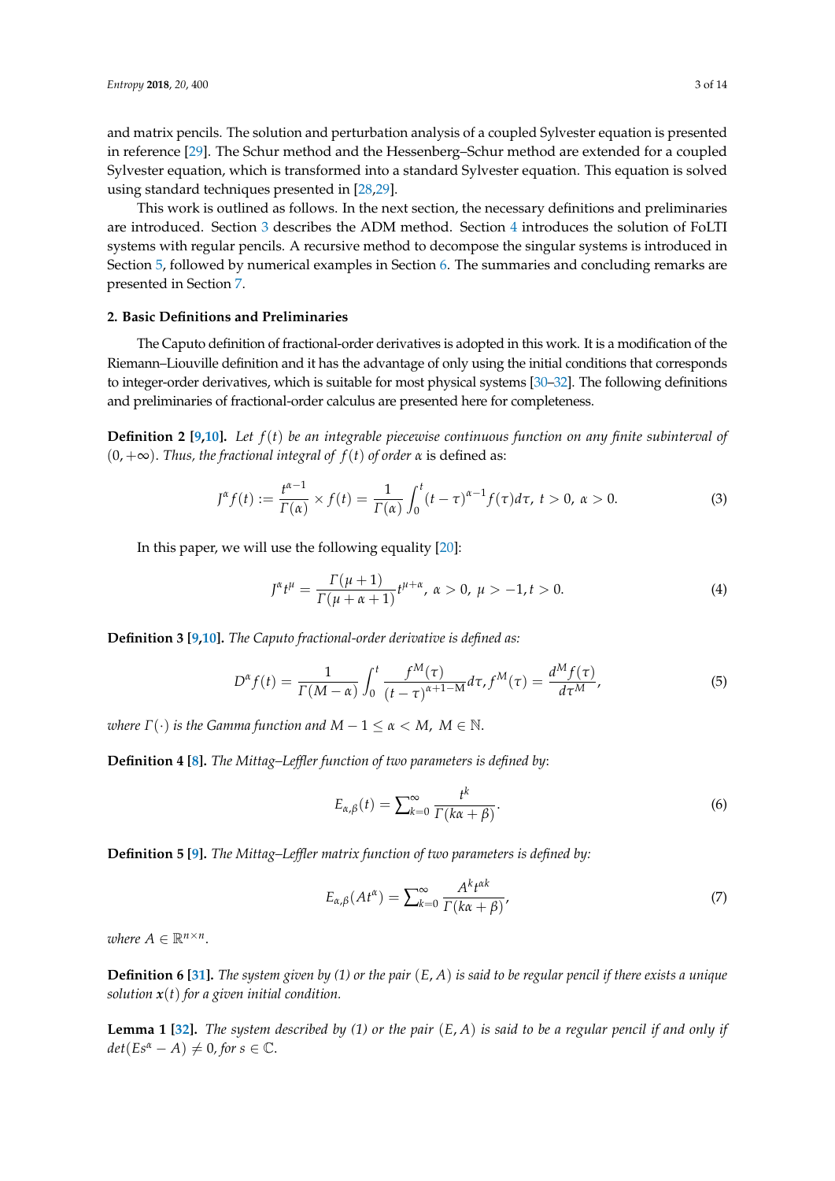and matrix pencils. The solution and perturbation analysis of a coupled Sylvester equation is presented in reference [29]. The Schur method and the Hessenberg–Schur method are extended for a coupled Sylvester equation, which is transformed into a standard Sylvester equation. This equation is solved using standard techniques presented in [28,29].

This work is outlined as follows. In the next section, the necessary definitions and preliminaries are introduced. Section 3 describes the ADM method. Section 4 introduces the solution of FoLTI systems with regular pencils. A recursive method to decompose the singular systems is introduced in Section 5, followed by numerical examples in Section 6. The summaries and concluding remarks are presented in Section 7.

## 2. Basic Definitions and Preliminaries

The Caputo definition of fractional-order derivatives is adopted in this work. It is a modification of the Riemann–Liouville definition and it has the advantage of only using the initial conditions that corresponds to integer-order derivatives, which is suitable for most physical systems [30–32]. The following definitions and preliminaries of fractional-order calculus are presented here for completeness.

**Definition 2 [9,10].** *Let $f(t)$ be an integrable piecewise continuous function on any finite subinterval of $(0, +\infty)$. Thus, the fractional integral of $f(t)$ of order $\alpha$* is defined as:

$$J^{\alpha} f(t) := \frac{t^{\alpha-1}}{\Gamma(\alpha)} \times f(t) = \frac{1}{\Gamma(\alpha)} \int_0^t (t-\tau)^{\alpha-1} f(\tau) d\tau,\ t > 0,\ \alpha > 0. \tag{3}$$

In this paper, we will use the following equality [20]:

$$J^{\alpha} t^{\mu} = \frac{\Gamma(\mu+1)}{\Gamma(\mu+\alpha+1)} t^{\mu+\alpha},\ \alpha > 0,\ \mu > -1, t > 0. \tag{4}$$

**Definition 3 [9,10].** *The Caputo fractional-order derivative is defined as:*

$$D^{\alpha} f(t) = \frac{1}{\Gamma(M-\alpha)} \int_0^t \frac{f^M(\tau)}{(t-\tau)^{\alpha+1-M}} d\tau, f^M(\tau) = \frac{d^M f(\tau)}{d\tau^M}, \tag{5}$$

*where $\Gamma(\cdot)$ is the Gamma function and $M-1 \leq \alpha < M,\ M \in \mathbb{N}$.*

**Definition 4 [8].** *The Mittag–Leffler function of two parameters is defined by*:

$$E_{\alpha,\beta}(t) = \sum_{k=0}^{\infty} \frac{t^k}{\Gamma(k\alpha+\beta)}. \tag{6}$$

**Definition 5 [9].** *The Mittag–Leffler matrix function of two parameters is defined by:*

$$E_{\alpha,\beta}(At^{\alpha}) = \sum_{k=0}^{\infty} \frac{A^k t^{\alpha k}}{\Gamma(k\alpha+\beta)}, \tag{7}$$

*where $A \in \mathbb{R}^{n \times n}$.*

**Definition 6 [31].** *The system given by (1) or the pair $(E, A)$ is said to be regular pencil if there exists a unique solution $\boldsymbol{x}(t)$ for a given initial condition.*

**Lemma 1 [32].** *The system described by (1) or the pair $(E, A)$ is said to be a regular pencil if and only if $det(Es^{\alpha} - A) \neq 0$, for $s \in \mathbb{C}$.*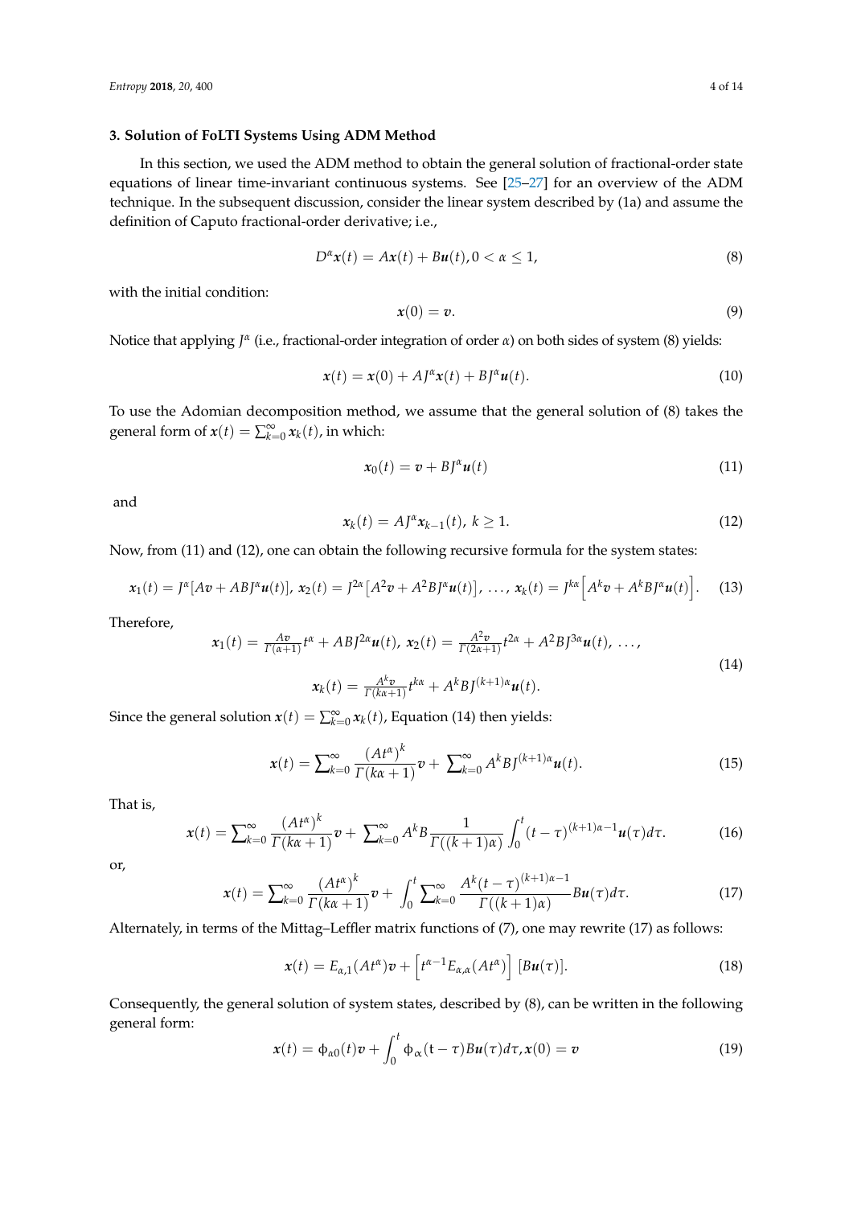## 3. Solution of FoLTI Systems Using ADM Method

In this section, we used the ADM method to obtain the general solution of fractional-order state equations of linear time-invariant continuous systems. See [25–27] for an overview of the ADM technique. In the subsequent discussion, consider the linear system described by (1a) and assume the definition of Caputo fractional-order derivative; i.e.,

$$D^{\alpha}\boldsymbol{x}(t) = A\boldsymbol{x}(t) + B\boldsymbol{u}(t), 0 < \alpha \leq 1, \tag{8}$$

with the initial condition:

$$\boldsymbol{x}(0) = \boldsymbol{v}. \tag{9}$$

Notice that applying $J^{\alpha}$ (i.e., fractional-order integration of order $\alpha$) on both sides of system (8) yields:

$$\boldsymbol{x}(t) = \boldsymbol{x}(0) + AJ^{\alpha}\boldsymbol{x}(t) + BJ^{\alpha}\boldsymbol{u}(t). \tag{10}$$

To use the Adomian decomposition method, we assume that the general solution of (8) takes the general form of $\boldsymbol{x}(t) = \sum_{k=0}^{\infty} \boldsymbol{x}_k(t)$, in which:

$$\boldsymbol{x}_0(t) = \boldsymbol{v} + BJ^{\alpha}\boldsymbol{u}(t) \tag{11}$$

and

$$\boldsymbol{x}_k(t) = AJ^{\alpha}\boldsymbol{x}_{k-1}(t),\ k \geq 1. \tag{12}$$

Now, from (11) and (12), one can obtain the following recursive formula for the system states:

$$\boldsymbol{x}_1(t) = J^{\alpha}[A\boldsymbol{v} + ABJ^{\alpha}\boldsymbol{u}(t)],\ \boldsymbol{x}_2(t) = J^{2\alpha}\left[A^2\boldsymbol{v} + A^2BJ^{\alpha}\boldsymbol{u}(t)\right],\ \ldots,\ \boldsymbol{x}_k(t) = J^{k\alpha}\left[A^k\boldsymbol{v} + A^kBJ^{\alpha}\boldsymbol{u}(t)\right]. \tag{13}$$

Therefore,

$$\begin{gathered}\boldsymbol{x}_1(t) = \frac{A\boldsymbol{v}}{\Gamma(\alpha+1)}t^{\alpha} + ABJ^{2\alpha}\boldsymbol{u}(t),\ \boldsymbol{x}_2(t) = \frac{A^2\boldsymbol{v}}{\Gamma(2\alpha+1)}t^{2\alpha} + A^2BJ^{3\alpha}\boldsymbol{u}(t),\ \ldots, \\ \boldsymbol{x}_k(t) = \frac{A^k\boldsymbol{v}}{\Gamma(k\alpha+1)}t^{k\alpha} + A^kBJ^{(k+1)\alpha}\boldsymbol{u}(t).\end{gathered} \tag{14}$$

Since the general solution $\boldsymbol{x}(t) = \sum_{k=0}^{\infty} \boldsymbol{x}_k(t)$, Equation (14) then yields:

$$\boldsymbol{x}(t) = \sum_{k=0}^{\infty} \frac{(At^{\alpha})^k}{\Gamma(k\alpha+1)}\boldsymbol{v} + \sum_{k=0}^{\infty} A^kBJ^{(k+1)\alpha}\boldsymbol{u}(t). \tag{15}$$

That is,

$$\boldsymbol{x}(t) = \sum_{k=0}^{\infty} \frac{(At^{\alpha})^k}{\Gamma(k\alpha+1)}\boldsymbol{v} + \sum_{k=0}^{\infty} A^kB\frac{1}{\Gamma((k+1)\alpha)}\int_0^t (t-\tau)^{(k+1)\alpha-1}\boldsymbol{u}(\tau)d\tau. \tag{16}$$

or,

$$\boldsymbol{x}(t) = \sum_{k=0}^{\infty} \frac{(At^{\alpha})^k}{\Gamma(k\alpha+1)}\boldsymbol{v} + \int_0^t \sum_{k=0}^{\infty} \frac{A^k(t-\tau)^{(k+1)\alpha-1}}{\Gamma((k+1)\alpha)}B\boldsymbol{u}(\tau)d\tau. \tag{17}$$

Alternately, in terms of the Mittag–Leffler matrix functions of (7), one may rewrite (17) as follows:

$$\boldsymbol{x}(t) = E_{\alpha,1}(At^{\alpha})\boldsymbol{v} + \left[t^{\alpha-1}E_{\alpha,\alpha}(At^{\alpha})\right]\ [B\boldsymbol{u}(\tau)]. \tag{18}$$

Consequently, the general solution of system states, described by (8), can be written in the following general form:

$$\boldsymbol{x}(t) = \phi_{\alpha 0}(t)\boldsymbol{v} + \int_0^t \phi_{\alpha}(\mathrm{t}-\tau)B\boldsymbol{u}(\tau)d\tau, \boldsymbol{x}(0) = \boldsymbol{v} \tag{19}$$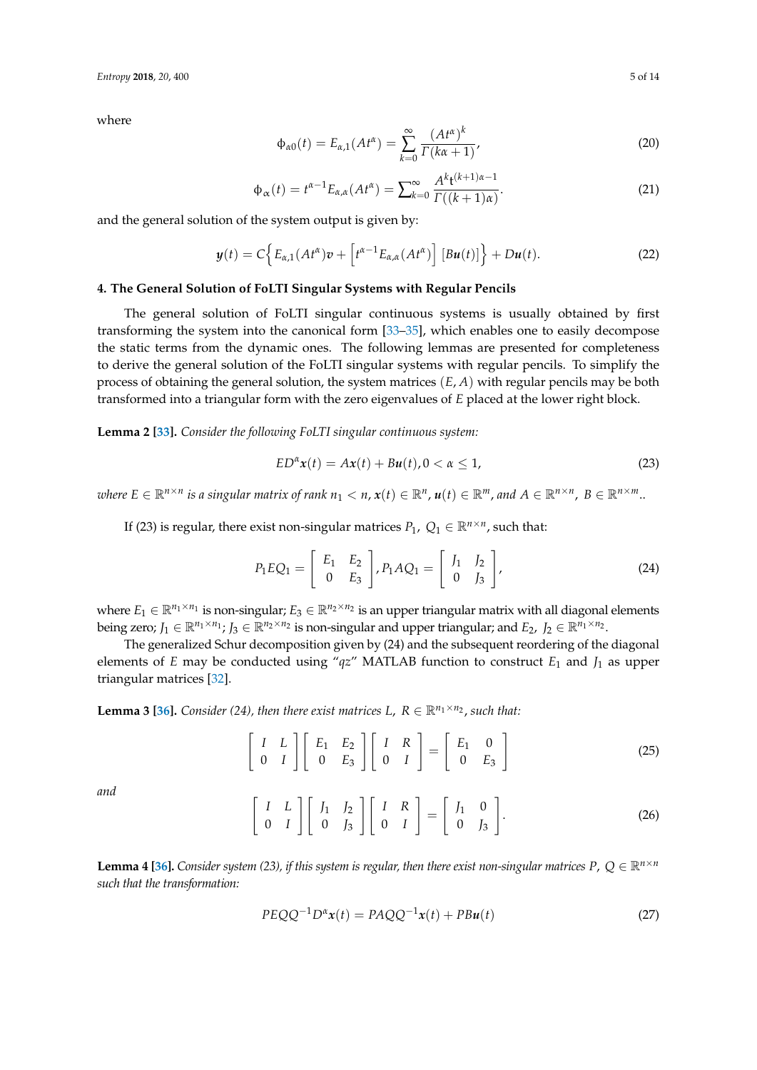where

$$\phi_{\alpha 0}(t) = E_{\alpha,1}(At^{\alpha}) = \sum_{k=0}^{\infty} \frac{(At^{\alpha})^k}{\Gamma(k\alpha+1)}, \tag{20}$$

$$\phi_{\alpha}(t) = t^{\alpha-1} E_{\alpha,\alpha}(At^{\alpha}) = \sum_{k=0}^{\infty} \frac{A^k t^{(k+1)\alpha-1}}{\Gamma((k+1)\alpha)}. \tag{21}$$

and the general solution of the system output is given by:

$$\boldsymbol{y}(t) = C\Big\{ E_{\alpha,1}(At^{\alpha})\boldsymbol{v} + \Big[ t^{\alpha-1} E_{\alpha,\alpha}(At^{\alpha}) \Big] \left[ B\boldsymbol{u}(t) \right] \Big\} + D\boldsymbol{u}(t). \tag{22}$$

## 4. The General Solution of FoLTI Singular Systems with Regular Pencils

The general solution of FoLTI singular continuous systems is usually obtained by first transforming the system into the canonical form [33–35], which enables one to easily decompose the static terms from the dynamic ones. The following lemmas are presented for completeness to derive the general solution of the FoLTI singular systems with regular pencils. To simplify the process of obtaining the general solution, the system matrices $(E, A)$ with regular pencils may be both transformed into a triangular form with the zero eigenvalues of $E$ placed at the lower right block.

**Lemma 2 [33].** *Consider the following FoLTI singular continuous system:*

$$ED^{\alpha}\boldsymbol{x}(t) = A\boldsymbol{x}(t) + B\boldsymbol{u}(t), 0 < \alpha \leq 1, \tag{23}$$

*where $E \in \mathbb{R}^{n\times n}$ is a singular matrix of rank $n_1 < n$, $\boldsymbol{x}(t) \in \mathbb{R}^n$, $\boldsymbol{u}(t) \in \mathbb{R}^m$, and $A \in \mathbb{R}^{n\times n}$, $B \in \mathbb{R}^{n\times m}$..*

If (23) is regular, there exist non-singular matrices $P_1$, $Q_1 \in \mathbb{R}^{n\times n}$, such that:

$$P_1 E Q_1 = \begin{bmatrix} E_1 & E_2 \\ 0 & E_3 \end{bmatrix}, P_1 A Q_1 = \begin{bmatrix} J_1 & J_2 \\ 0 & J_3 \end{bmatrix}, \tag{24}$$

where $E_1 \in \mathbb{R}^{n_1\times n_1}$ is non-singular; $E_3 \in \mathbb{R}^{n_2\times n_2}$ is an upper triangular matrix with all diagonal elements being zero; $J_1 \in \mathbb{R}^{n_1\times n_1}$; $J_3 \in \mathbb{R}^{n_2\times n_2}$ is non-singular and upper triangular; and $E_2$, $J_2 \in \mathbb{R}^{n_1\times n_2}$.

The generalized Schur decomposition given by (24) and the subsequent reordering of the diagonal elements of $E$ may be conducted using "*qz*" MATLAB function to construct $E_1$ and $J_1$ as upper triangular matrices [32].

**Lemma 3 [36].** *Consider (24), then there exist matrices $L$, $R \in \mathbb{R}^{n_1\times n_2}$, such that:*

$$\begin{bmatrix} I & L \\ 0 & I \end{bmatrix} \begin{bmatrix} E_1 & E_2 \\ 0 & E_3 \end{bmatrix} \begin{bmatrix} I & R \\ 0 & I \end{bmatrix} = \begin{bmatrix} E_1 & 0 \\ 0 & E_3 \end{bmatrix} \tag{25}$$

*and*

$$\begin{bmatrix} I & L \\ 0 & I \end{bmatrix} \begin{bmatrix} J_1 & J_2 \\ 0 & J_3 \end{bmatrix} \begin{bmatrix} I & R \\ 0 & I \end{bmatrix} = \begin{bmatrix} J_1 & 0 \\ 0 & J_3 \end{bmatrix}. \tag{26}$$

**Lemma 4 [36].** *Consider system (23), if this system is regular, then there exist non-singular matrices $P$, $Q \in \mathbb{R}^{n\times n}$ such that the transformation:*

$$PEQQ^{-1}D^{\alpha}\boldsymbol{x}(t) = PAQQ^{-1}\boldsymbol{x}(t) + PB\boldsymbol{u}(t) \tag{27}$$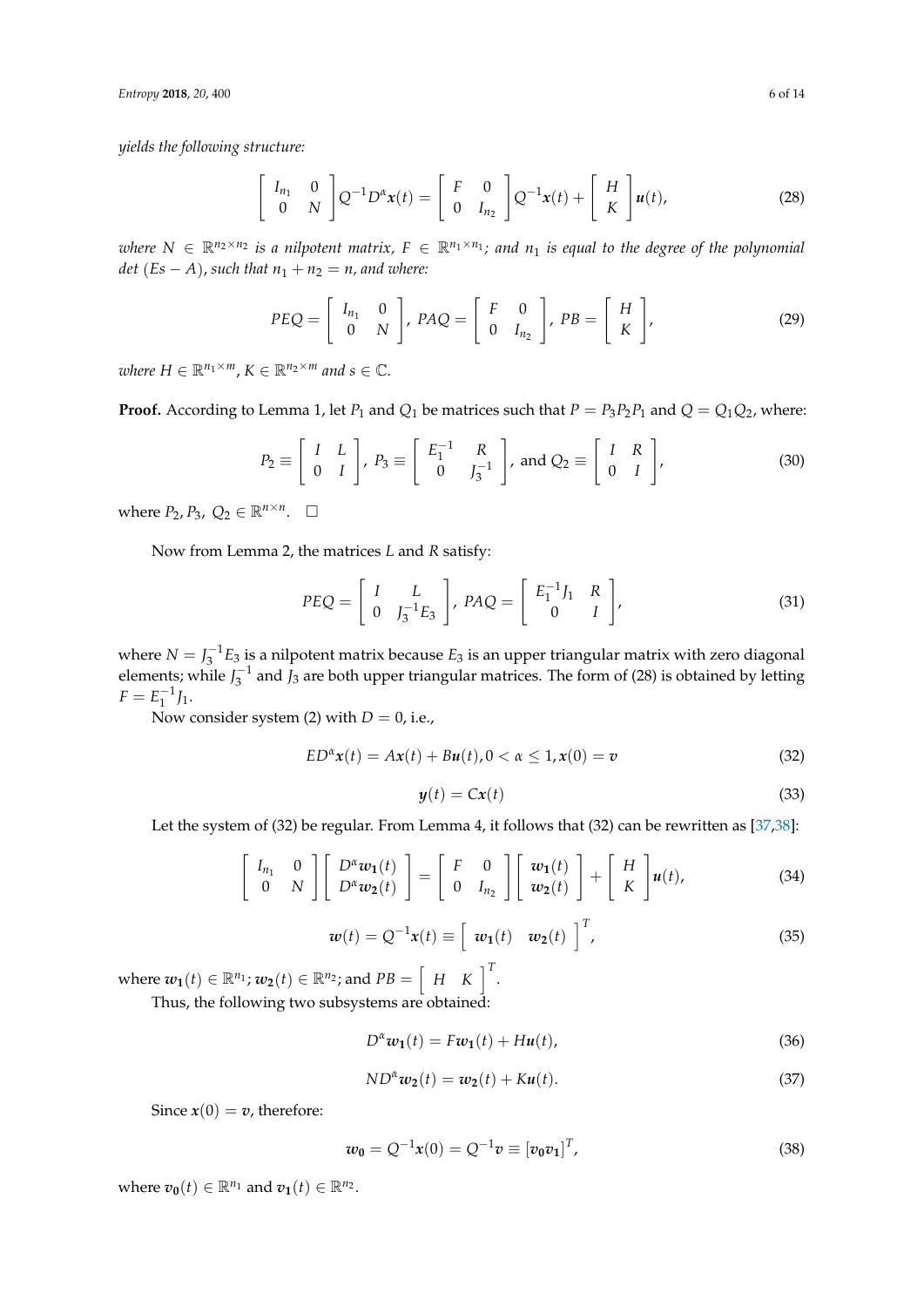*yields the following structure:*

$$\begin{bmatrix} I_{n_1} & 0 \\ 0 & N \end{bmatrix} Q^{-1} D^{\alpha} \boldsymbol{x}(t) = \begin{bmatrix} F & 0 \\ 0 & I_{n_2} \end{bmatrix} Q^{-1} \boldsymbol{x}(t) + \begin{bmatrix} H \\ K \end{bmatrix} \boldsymbol{u}(t), \tag{28}$$

*where $N \in \mathbb{R}^{n_2 \times n_2}$ is a nilpotent matrix, $F \in \mathbb{R}^{n_1 \times n_1}$; and $n_1$ is equal to the degree of the polynomial det $(Es - A)$, such that $n_1 + n_2 = n$, and where:*

$$PEQ = \begin{bmatrix} I_{n_1} & 0 \\ 0 & N \end{bmatrix},\ PAQ = \begin{bmatrix} F & 0 \\ 0 & I_{n_2} \end{bmatrix},\ PB = \begin{bmatrix} H \\ K \end{bmatrix}, \tag{29}$$

*where $H \in \mathbb{R}^{n_1 \times m}$, $K \in \mathbb{R}^{n_2 \times m}$ and $s \in \mathbb{C}$.*

**Proof.** According to Lemma 1, let $P_1$ and $Q_1$ be matrices such that $P = P_3P_2P_1$ and $Q = Q_1Q_2$, where:

$$P_2 \equiv \begin{bmatrix} I & L \\ 0 & I \end{bmatrix},\ P_3 \equiv \begin{bmatrix} E_1^{-1} & R \\ 0 & J_3^{-1} \end{bmatrix},\ \text{and } Q_2 \equiv \begin{bmatrix} I & R \\ 0 & I \end{bmatrix}, \tag{30}$$

where $P_2, P_3,\ Q_2 \in \mathbb{R}^{n \times n}$. □

Now from Lemma 2, the matrices $L$ and $R$ satisfy:

$$PEQ = \begin{bmatrix} I & L \\ 0 & J_3^{-1}E_3 \end{bmatrix},\ PAQ = \begin{bmatrix} E_1^{-1}J_1 & R \\ 0 & I \end{bmatrix}, \tag{31}$$

where $N = J_3^{-1}E_3$ is a nilpotent matrix because $E_3$ is an upper triangular matrix with zero diagonal elements; while $J_3^{-1}$ and $J_3$ are both upper triangular matrices. The form of (28) is obtained by letting $F = E_1^{-1}J_1$.

Now consider system (2) with $D = 0$, i.e.,

$$ED^{\alpha}\boldsymbol{x}(t) = A\boldsymbol{x}(t) + B\boldsymbol{u}(t), 0 < \alpha \leq 1, \boldsymbol{x}(0) = \boldsymbol{v} \tag{32}$$

$$\boldsymbol{y}(t) = C\boldsymbol{x}(t) \tag{33}$$

Let the system of (32) be regular. From Lemma 4, it follows that (32) can be rewritten as [37,38]:

$$\begin{bmatrix} I_{n_1} & 0 \\ 0 & N \end{bmatrix} \begin{bmatrix} D^{\alpha}\boldsymbol{w_1}(t) \\ D^{\alpha}\boldsymbol{w_2}(t) \end{bmatrix} = \begin{bmatrix} F & 0 \\ 0 & I_{n_2} \end{bmatrix} \begin{bmatrix} \boldsymbol{w_1}(t) \\ \boldsymbol{w_2}(t) \end{bmatrix} + \begin{bmatrix} H \\ K \end{bmatrix} \boldsymbol{u}(t), \tag{34}$$

$$\boldsymbol{w}(t) = Q^{-1}\boldsymbol{x}(t) \equiv \begin{bmatrix} \boldsymbol{w_1}(t) & \boldsymbol{w_2}(t) \end{bmatrix}^T, \tag{35}$$

where $\boldsymbol{w_1}(t) \in \mathbb{R}^{n_1}$; $\boldsymbol{w_2}(t) \in \mathbb{R}^{n_2}$; and $PB = \begin{bmatrix} H & K \end{bmatrix}^T$.

Thus, the following two subsystems are obtained:

$$D^{\alpha}\boldsymbol{w_1}(t) = F\boldsymbol{w_1}(t) + H\boldsymbol{u}(t), \tag{36}$$

$$ND^{\alpha}\boldsymbol{w_2}(t) = \boldsymbol{w_2}(t) + K\boldsymbol{u}(t). \tag{37}$$

Since $\boldsymbol{x}(0) = \boldsymbol{v}$, therefore:

$$\boldsymbol{w_0} = Q^{-1}\boldsymbol{x}(0) = Q^{-1}\boldsymbol{v} \equiv [\boldsymbol{v_0}\boldsymbol{v_1}]^T, \tag{38}$$

where $\boldsymbol{v_0}(t) \in \mathbb{R}^{n_1}$ and $\boldsymbol{v_1}(t) \in \mathbb{R}^{n_2}$.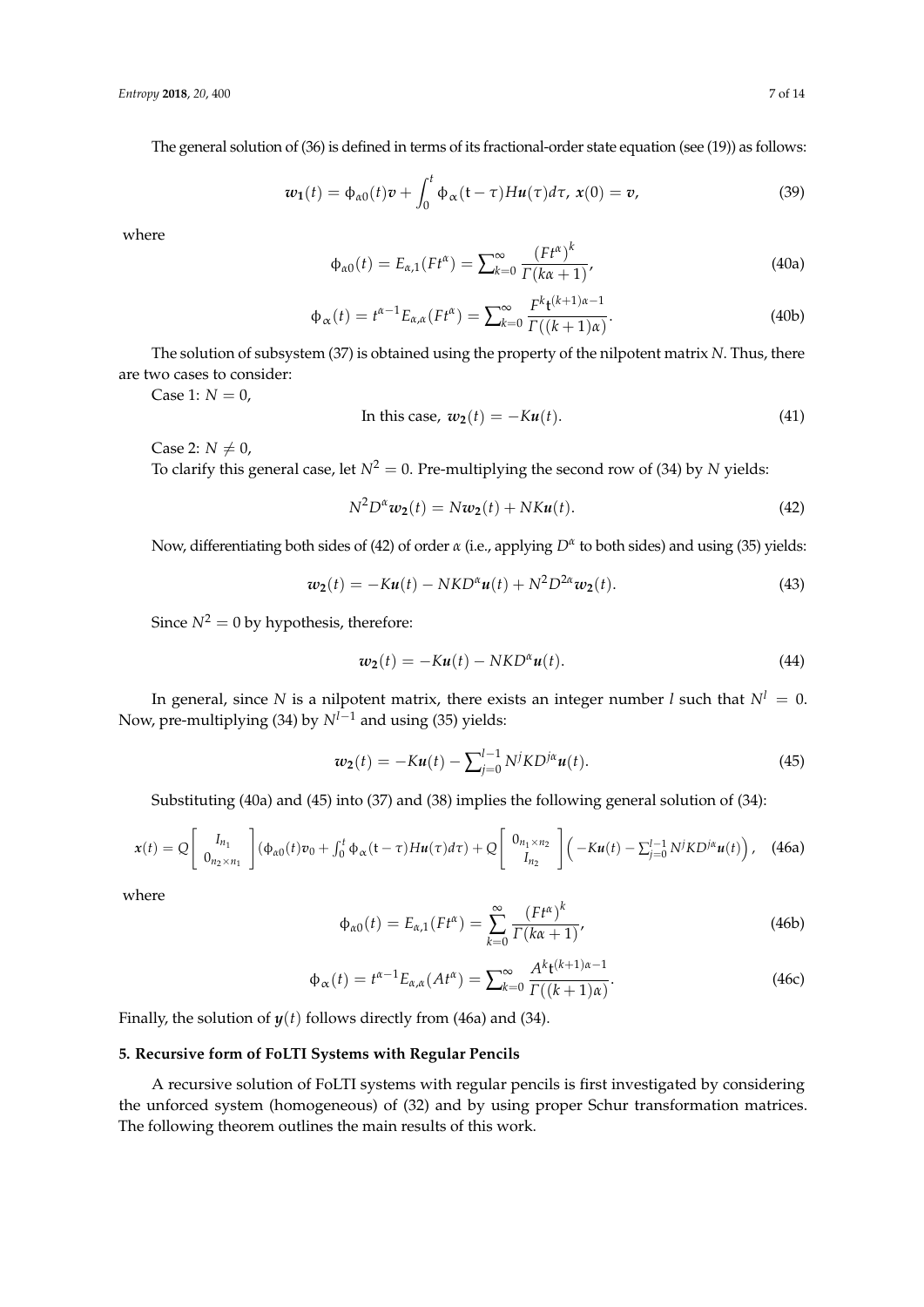The general solution of (36) is defined in terms of its fractional-order state equation (see (19)) as follows:

$$\boldsymbol{w_1}(t) = \phi_{\alpha 0}(t)\boldsymbol{v} + \int_0^t \phi_\alpha(\mathrm{t}-\tau)H\boldsymbol{u}(\tau)d\tau,\ \boldsymbol{x}(0) = \boldsymbol{v}, \tag{39}$$

where

$$\phi_{\alpha 0}(t) = E_{\alpha,1}(Ft^\alpha) = \sum_{k=0}^\infty \frac{(Ft^\alpha)^k}{\Gamma(k\alpha+1)}, \tag{40a}$$

$$\phi_\alpha(t) = t^{\alpha-1}E_{\alpha,\alpha}(Ft^\alpha) = \sum_{k=0}^\infty \frac{F^k \mathrm{t}^{(k+1)\alpha-1}}{\Gamma((k+1)\alpha)}. \tag{40b}$$

The solution of subsystem (37) is obtained using the property of the nilpotent matrix $N$. Thus, there are two cases to consider:

Case 1: $N = 0$,

$$\text{In this case, } \boldsymbol{w_2}(t) = -K\boldsymbol{u}(t). \tag{41}$$

Case 2: $N \neq 0$,

To clarify this general case, let $N^2 = 0$. Pre-multiplying the second row of (34) by $N$ yields:

$$N^2 D^\alpha \boldsymbol{w_2}(t) = N\boldsymbol{w_2}(t) + NK\boldsymbol{u}(t). \tag{42}$$

Now, differentiating both sides of (42) of order $\alpha$ (i.e., applying $D^\alpha$ to both sides) and using (35) yields:

$$\boldsymbol{w_2}(t) = -K\boldsymbol{u}(t) - NKD^\alpha \boldsymbol{u}(t) + N^2 D^{2\alpha}\boldsymbol{w_2}(t). \tag{43}$$

Since $N^2 = 0$ by hypothesis, therefore:

$$\boldsymbol{w_2}(t) = -K\boldsymbol{u}(t) - NKD^\alpha \boldsymbol{u}(t). \tag{44}$$

In general, since $N$ is a nilpotent matrix, there exists an integer number $l$ such that $N^l = 0$. Now, pre-multiplying (34) by $N^{l-1}$ and using (35) yields:

$$\boldsymbol{w_2}(t) = -K\boldsymbol{u}(t) - \sum_{j=0}^{l-1} N^j K D^{j\alpha}\boldsymbol{u}(t). \tag{45}$$

Substituting (40a) and (45) into (37) and (38) implies the following general solution of (34):

$$\boldsymbol{x}(t) = Q\begin{bmatrix} I_{n_1} \\ 0_{n_2\times n_1}\end{bmatrix}\left(\phi_{\alpha 0}(t)\boldsymbol{v}_0 + \int_0^t \phi_\alpha(\mathrm{t}-\tau)H\boldsymbol{u}(\tau)d\tau\right) + Q\begin{bmatrix} 0_{n_1\times n_2} \\ I_{n_2}\end{bmatrix}\left(-K\boldsymbol{u}(t) - \sum_{j=0}^{l-1} N^j K D^{j\alpha}\boldsymbol{u}(t)\right), \tag{46a}$$

where

$$\phi_{\alpha 0}(t) = E_{\alpha,1}(Ft^\alpha) = \sum_{k=0}^\infty \frac{(Ft^\alpha)^k}{\Gamma(k\alpha+1)}, \tag{46b}$$

$$\phi_\alpha(t) = t^{\alpha-1}E_{\alpha,\alpha}(At^\alpha) = \sum_{k=0}^\infty \frac{A^k \mathrm{t}^{(k+1)\alpha-1}}{\Gamma((k+1)\alpha)}. \tag{46c}$$

Finally, the solution of $\boldsymbol{y}(t)$ follows directly from (46a) and (34).

## 5. Recursive form of FoLTI Systems with Regular Pencils

A recursive solution of FoLTI systems with regular pencils is first investigated by considering the unforced system (homogeneous) of (32) and by using proper Schur transformation matrices. The following theorem outlines the main results of this work.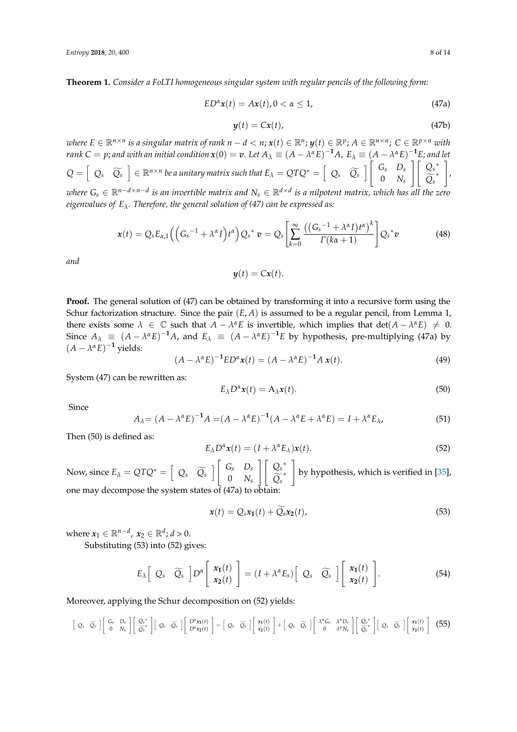**Theorem 1.** *Consider a FoLTI homogeneous singular system with regular pencils of the following form:*

$$ED^{\alpha}\boldsymbol{x}(t) = A\boldsymbol{x}(t), 0 < \alpha \leq 1, \tag{47a}$$

$$\boldsymbol{y}(t) = C\boldsymbol{x}(t), \tag{47b}$$

*where $E \in \mathbb{R}^{n \times n}$ is a singular matrix of rank $n - d < n$; $\boldsymbol{x}(t) \in \mathbb{R}^n$; $\boldsymbol{y}(t) \in \mathbb{R}^p$; $A \in \mathbb{R}^{n \times n}$; $C \in \mathbb{R}^{p \times n}$ with rank $C = p$; and with an initial condition $\boldsymbol{x}(0) = \boldsymbol{v}$. Let $A_{\lambda} \equiv (A - \lambda^{\alpha} E)^{-1} A$, $E_{\lambda} \equiv (A - \lambda^{\alpha} E)^{-1} E$; and let $Q = \begin{bmatrix} Q_s & \widetilde{Q_s} \end{bmatrix} \in \mathbb{R}^{n \times n}$ be a unitary matrix such that $E_{\lambda} = QTQ^* = \begin{bmatrix} Q_s & \widetilde{Q_s} \end{bmatrix} \begin{bmatrix} G_s & D_s \\ 0 & N_s \end{bmatrix} \begin{bmatrix} {Q_s}^* \\ \widetilde{Q_s}^* \end{bmatrix}$, where $G_s \in \mathbb{R}^{n-d \times n-d}$ is an invertible matrix and $N_s \in \mathbb{R}^{d \times d}$ is a nilpotent matrix, which has all the zero eigenvalues of $E_{\lambda}$. Therefore, the general solution of (47) can be expressed as:*

$$\boldsymbol{x}(t) = Q_s E_{\alpha,1}\left(\left({G_s}^{-1} + \lambda^{\alpha} I\right) t^{\alpha}\right) {Q_s}^* \boldsymbol{v} = Q_s \left[\sum_{k=0}^{\infty} \frac{\left(\left({G_s}^{-1} + \lambda^{\alpha} I\right) t^{\alpha}\right)^k}{\Gamma(k\alpha + 1)}\right] {Q_s}^* \boldsymbol{v} \tag{48}$$

*and*

$$\boldsymbol{y}(t) = C\boldsymbol{x}(t).$$

**Proof.** The general solution of (47) can be obtained by transforming it into a recursive form using the Schur factorization structure. Since the pair $(E, A)$ is assumed to be a regular pencil, from Lemma 1, there exists some $\lambda \in \mathbb{C}$ such that $A - \lambda^{\alpha} E$ is invertible, which implies that $\det(A - \lambda^{\alpha} E) \neq 0$. Since $A_{\lambda} \equiv (A - \lambda^{\alpha} E)^{-1} A$, and $E_{\lambda} \equiv (A - \lambda^{\alpha} E)^{-1} E$ by hypothesis, pre-multiplying (47a) by $(A - \lambda^{\alpha} E)^{-1}$ yields:

$$(A - \lambda^{\alpha} E)^{-1} E D^{\alpha} \boldsymbol{x}(t) = (A - \lambda^{\alpha} E)^{-1} A\, \boldsymbol{x}(t). \tag{49}$$

System (47) can be rewritten as:

$$E_{\lambda} D^{\alpha} \boldsymbol{x}(t) = \mathrm{A}_{\lambda} \boldsymbol{x}(t). \tag{50}$$

Since

$$A_{\lambda} = (A - \lambda^{\alpha} E)^{-1} A = (A - \lambda^{\alpha} E)^{-1} (A - \lambda^{\alpha} E + \lambda^{\alpha} E) = I + \lambda^{\alpha} E_{\lambda}, \tag{51}$$

Then (50) is defined as:

$$E_{\lambda} D^{\alpha} \boldsymbol{x}(t) = (I + \lambda^{\alpha} E_{\lambda}) \boldsymbol{x}(t). \tag{52}$$

Now, since $E_{\lambda} = QTQ^* = \begin{bmatrix} Q_s & \widetilde{Q_s} \end{bmatrix} \begin{bmatrix} G_s & D_s \\ 0 & N_s \end{bmatrix} \begin{bmatrix} {Q_s}^* \\ \widetilde{Q_s}^* \end{bmatrix}$ by hypothesis, which is verified in [35], one may decompose the system states of (47a) to obtain:

$$\boldsymbol{x}(t) = Q_s \boldsymbol{x}_1(t) + \widetilde{Q_s} \boldsymbol{x}_2(t), \tag{53}$$

where $\boldsymbol{x}_1 \in \mathbb{R}^{n-d}$, $\boldsymbol{x}_2 \in \mathbb{R}^d$; $d > 0$.

Substituting (53) into (52) gives:

$$E_{\lambda} \begin{bmatrix} Q_s & \widetilde{Q_s} \end{bmatrix} D^{\alpha} \begin{bmatrix} \boldsymbol{x}_1(t) \\ \boldsymbol{x}_2(t) \end{bmatrix} = (I + \lambda^{\alpha} E_s) \begin{bmatrix} Q_s & \widetilde{Q_s} \end{bmatrix} \begin{bmatrix} \boldsymbol{x}_1(t) \\ \boldsymbol{x}_2(t) \end{bmatrix}. \tag{54}$$

Moreover, applying the Schur decomposition on (52) yields:

$$\begin{bmatrix} Q_s & \widetilde{Q_s} \end{bmatrix} \begin{bmatrix} G_s & D_s \\ 0 & N_s \end{bmatrix} \begin{bmatrix} {Q_s}^* \\ \widetilde{Q_s}^* \end{bmatrix} \begin{bmatrix} Q_s & \widetilde{Q_s} \end{bmatrix} \begin{bmatrix} D^{\alpha} \boldsymbol{x}_1(t) \\ D^{\alpha} \boldsymbol{x}_2(t) \end{bmatrix} = \begin{bmatrix} Q_s & \widetilde{Q_s} \end{bmatrix} \begin{bmatrix} \boldsymbol{x}_1(t) \\ \boldsymbol{x}_2(t) \end{bmatrix} + \begin{bmatrix} Q_s & \widetilde{Q_s} \end{bmatrix} \begin{bmatrix} \lambda^{\alpha} G_s & \lambda^{\alpha} D_s \\ 0 & \lambda^{\alpha} N_s \end{bmatrix} \begin{bmatrix} {Q_s}^* \\ \widetilde{Q_s}^* \end{bmatrix} \begin{bmatrix} Q_s & \widetilde{Q_s} \end{bmatrix} \begin{bmatrix} \boldsymbol{x}_1(t) \\ \boldsymbol{x}_2(t) \end{bmatrix} \tag{55}$$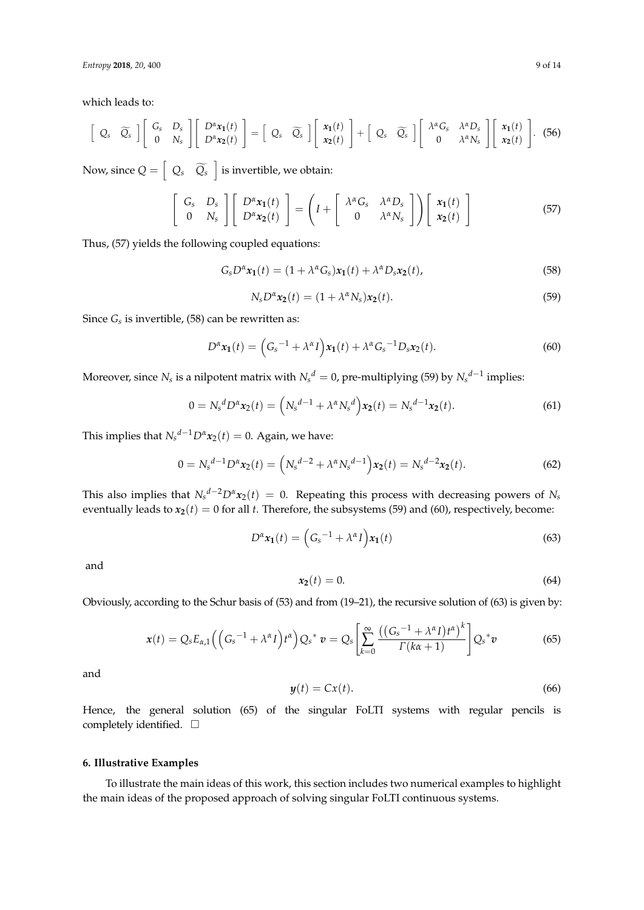which leads to:

$$\begin{bmatrix} Q_s & \widetilde{Q_s} \end{bmatrix} \begin{bmatrix} G_s & D_s \\ 0 & N_s \end{bmatrix} \begin{bmatrix} D^\alpha \boldsymbol{x_1}(t) \\ D^\alpha \boldsymbol{x_2}(t) \end{bmatrix} = \begin{bmatrix} Q_s & \widetilde{Q_s} \end{bmatrix} \begin{bmatrix} \boldsymbol{x_1}(t) \\ \boldsymbol{x_2}(t) \end{bmatrix} + \begin{bmatrix} Q_s & \widetilde{Q_s} \end{bmatrix} \begin{bmatrix} \lambda^\alpha G_s & \lambda^\alpha D_s \\ 0 & \lambda^\alpha N_s \end{bmatrix} \begin{bmatrix} \boldsymbol{x_1}(t) \\ \boldsymbol{x_2}(t) \end{bmatrix}. \tag{56}$$

Now, since $Q = \begin{bmatrix} Q_s & \widetilde{Q_s} \end{bmatrix}$ is invertible, we obtain:

$$\begin{bmatrix} G_s & D_s \\ 0 & N_s \end{bmatrix} \begin{bmatrix} D^\alpha \boldsymbol{x_1}(t) \\ D^\alpha \boldsymbol{x_2}(t) \end{bmatrix} = \left( I + \begin{bmatrix} \lambda^\alpha G_s & \lambda^\alpha D_s \\ 0 & \lambda^\alpha N_s \end{bmatrix} \right) \begin{bmatrix} \boldsymbol{x_1}(t) \\ \boldsymbol{x_2}(t) \end{bmatrix} \tag{57}$$

Thus, (57) yields the following coupled equations:

$$G_s D^\alpha \boldsymbol{x_1}(t) = (1 + \lambda^\alpha G_s) \boldsymbol{x_1}(t) + \lambda^\alpha D_s \boldsymbol{x_2}(t), \tag{58}$$

$$N_s D^\alpha \boldsymbol{x_2}(t) = (1 + \lambda^\alpha N_s) \boldsymbol{x_2}(t). \tag{59}$$

Since $G_s$ is invertible, (58) can be rewritten as:

$$D^\alpha \boldsymbol{x_1}(t) = \left( {G_s}^{-1} + \lambda^\alpha I \right) \boldsymbol{x_1}(t) + \lambda^\alpha {G_s}^{-1} D_s \boldsymbol{x_2}(t). \tag{60}$$

Moreover, since $N_s$ is a nilpotent matrix with ${N_s}^d = 0$, pre-multiplying (59) by ${N_s}^{d-1}$ implies:

$$0 = {N_s}^d D^\alpha \boldsymbol{x_2}(t) = \left( {N_s}^{d-1} + \lambda^\alpha {N_s}^d \right) \boldsymbol{x_2}(t) = {N_s}^{d-1} \boldsymbol{x_2}(t). \tag{61}$$

This implies that ${N_s}^{d-1} D^\alpha \boldsymbol{x_2}(t) = 0$. Again, we have:

$$0 = {N_s}^{d-1} D^\alpha \boldsymbol{x_2}(t) = \left( {N_s}^{d-2} + \lambda^\alpha {N_s}^{d-1} \right) \boldsymbol{x_2}(t) = {N_s}^{d-2} \boldsymbol{x_2}(t). \tag{62}$$

This also implies that ${N_s}^{d-2} D^\alpha \boldsymbol{x_2}(t) = 0$. Repeating this process with decreasing powers of $N_s$ eventually leads to $\boldsymbol{x_2}(t) = 0$ for all $t$. Therefore, the subsystems (59) and (60), respectively, become:

$$D^\alpha \boldsymbol{x_1}(t) = \left( {G_s}^{-1} + \lambda^\alpha I \right) \boldsymbol{x_1}(t) \tag{63}$$

and

$$\boldsymbol{x_2}(t) = 0. \tag{64}$$

Obviously, according to the Schur basis of (53) and from (19–21), the recursive solution of (63) is given by:

$$\boldsymbol{x}(t) = Q_s E_{\alpha,1} \left( \left( {G_s}^{-1} + \lambda^\alpha I \right) t^\alpha \right) {Q_s}^* \, \boldsymbol{v} = Q_s \left[ \sum_{k=0}^{\infty} \frac{\left( \left( {G_s}^{-1} + \lambda^\alpha I \right) t^\alpha \right)^k}{\Gamma(k\alpha + 1)} \right] {Q_s}^* \boldsymbol{v} \tag{65}$$

and

$$\boldsymbol{y}(t) = C x(t). \tag{66}$$

Hence, the general solution (65) of the singular FoLTI systems with regular pencils is completely identified. □

## 6. Illustrative Examples

To illustrate the main ideas of this work, this section includes two numerical examples to highlight the main ideas of the proposed approach of solving singular FoLTI continuous systems.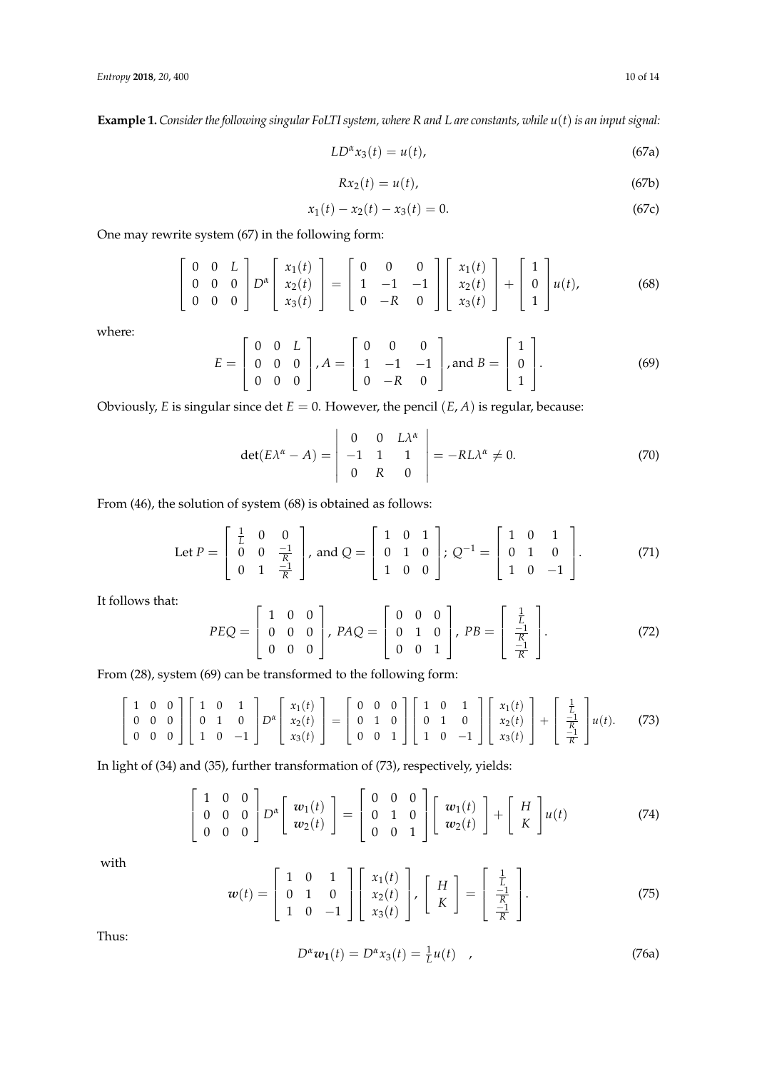**Example 1.** *Consider the following singular FoLTI system, where R and L are constants, while $u(t)$ is an input signal:*

$$LD^{\alpha}x_3(t) = u(t), \tag{67a}$$

$$Rx_2(t) = u(t), \tag{67b}$$

$$x_1(t) - x_2(t) - x_3(t) = 0. \tag{67c}$$

One may rewrite system (67) in the following form:

$$\begin{bmatrix} 0 & 0 & L \\ 0 & 0 & 0 \\ 0 & 0 & 0 \end{bmatrix} D^{\alpha} \begin{bmatrix} x_1(t) \\ x_2(t) \\ x_3(t) \end{bmatrix} = \begin{bmatrix} 0 & 0 & 0 \\ 1 & -1 & -1 \\ 0 & -R & 0 \end{bmatrix} \begin{bmatrix} x_1(t) \\ x_2(t) \\ x_3(t) \end{bmatrix} + \begin{bmatrix} 1 \\ 0 \\ 1 \end{bmatrix} u(t), \tag{68}$$

where:

$$E = \begin{bmatrix} 0 & 0 & L \\ 0 & 0 & 0 \\ 0 & 0 & 0 \end{bmatrix}, A = \begin{bmatrix} 0 & 0 & 0 \\ 1 & -1 & -1 \\ 0 & -R & 0 \end{bmatrix}, \text{and } B = \begin{bmatrix} 1 \\ 0 \\ 1 \end{bmatrix}. \tag{69}$$

Obviously, $E$ is singular since $\det E = 0$. However, the pencil $(E, A)$ is regular, because:

$$\det(E\lambda^{\alpha} - A) = \begin{vmatrix} 0 & 0 & L\lambda^{\alpha} \\ -1 & 1 & 1 \\ 0 & R & 0 \end{vmatrix} = -RL\lambda^{\alpha} \neq 0. \tag{70}$$

From (46), the solution of system (68) is obtained as follows:

$$\text{Let } P = \begin{bmatrix} \frac{1}{L} & 0 & 0 \\ 0 & 0 & \frac{-1}{R} \\ 0 & 1 & \frac{-1}{R} \end{bmatrix}, \text{ and } Q = \begin{bmatrix} 1 & 0 & 1 \\ 0 & 1 & 0 \\ 1 & 0 & 0 \end{bmatrix}; \ Q^{-1} = \begin{bmatrix} 1 & 0 & 1 \\ 0 & 1 & 0 \\ 1 & 0 & -1 \end{bmatrix}. \tag{71}$$

It follows that:

$$PEQ = \begin{bmatrix} 1 & 0 & 0 \\ 0 & 0 & 0 \\ 0 & 0 & 0 \end{bmatrix}, \ PAQ = \begin{bmatrix} 0 & 0 & 0 \\ 0 & 1 & 0 \\ 0 & 0 & 1 \end{bmatrix}, \ PB = \begin{bmatrix} \frac{1}{L} \\ \frac{-1}{R} \\ \frac{-1}{R} \end{bmatrix}. \tag{72}$$

From (28), system (69) can be transformed to the following form:

$$\begin{bmatrix} 1 & 0 & 0 \\ 0 & 0 & 0 \\ 0 & 0 & 0 \end{bmatrix} \begin{bmatrix} 1 & 0 & 1 \\ 0 & 1 & 0 \\ 1 & 0 & -1 \end{bmatrix} D^{\alpha} \begin{bmatrix} x_1(t) \\ x_2(t) \\ x_3(t) \end{bmatrix} = \begin{bmatrix} 0 & 0 & 0 \\ 0 & 1 & 0 \\ 0 & 0 & 1 \end{bmatrix} \begin{bmatrix} 1 & 0 & 1 \\ 0 & 1 & 0 \\ 1 & 0 & -1 \end{bmatrix} \begin{bmatrix} x_1(t) \\ x_2(t) \\ x_3(t) \end{bmatrix} + \begin{bmatrix} \frac{1}{L} \\ \frac{-1}{R} \\ \frac{-1}{R} \end{bmatrix} u(t). \tag{73}$$

In light of (34) and (35), further transformation of (73), respectively, yields:

$$\begin{bmatrix} 1 & 0 & 0 \\ 0 & 0 & 0 \\ 0 & 0 & 0 \end{bmatrix} D^{\alpha} \begin{bmatrix} \boldsymbol{w}_1(t) \\ \boldsymbol{w}_2(t) \end{bmatrix} = \begin{bmatrix} 0 & 0 & 0 \\ 0 & 1 & 0 \\ 0 & 0 & 1 \end{bmatrix} \begin{bmatrix} \boldsymbol{w}_1(t) \\ \boldsymbol{w}_2(t) \end{bmatrix} + \begin{bmatrix} H \\ K \end{bmatrix} u(t) \tag{74}$$

with

$$\boldsymbol{w}(t) = \begin{bmatrix} 1 & 0 & 1 \\ 0 & 1 & 0 \\ 1 & 0 & -1 \end{bmatrix} \begin{bmatrix} x_1(t) \\ x_2(t) \\ x_3(t) \end{bmatrix}, \begin{bmatrix} H \\ K \end{bmatrix} = \begin{bmatrix} \frac{1}{L} \\ \frac{-1}{R} \\ \frac{-1}{R} \end{bmatrix}. \tag{75}$$

Thus:

$$D^{\alpha}\boldsymbol{w}_{\mathbf{1}}(t) = D^{\alpha}x_3(t) = \tfrac{1}{L}u(t) \quad , \tag{76a}$$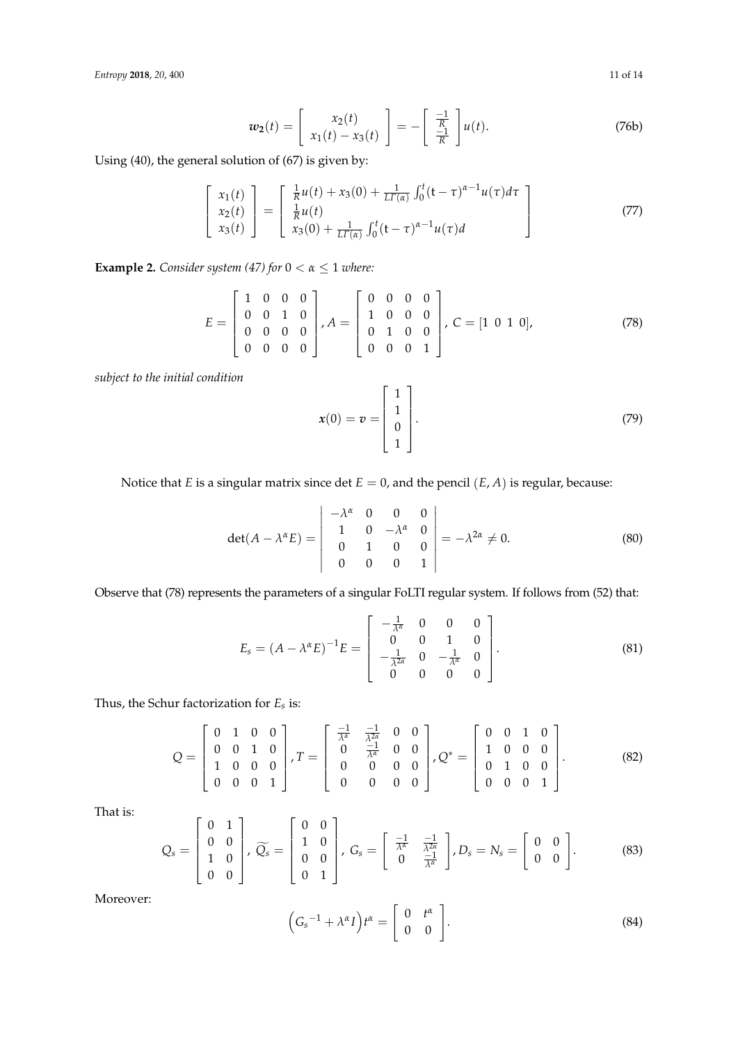$$\boldsymbol{w_2}(t) = \begin{bmatrix} x_2(t) \\ x_1(t) - x_3(t) \end{bmatrix} = -\begin{bmatrix} \frac{-1}{R} \\ \frac{-1}{R} \end{bmatrix} u(t). \tag{76b}$$

Using (40), the general solution of (67) is given by:

$$\begin{bmatrix} x_1(t) \\ x_2(t) \\ x_3(t) \end{bmatrix} = \begin{bmatrix} \frac{1}{R}u(t) + x_3(0) + \frac{1}{L\Gamma(\alpha)}\int_0^t (\mathrm{t}-\tau)^{\alpha-1}u(\tau)d\tau \\ \frac{1}{R}u(t) \\ x_3(0) + \frac{1}{L\Gamma(\alpha)}\int_0^t (\mathrm{t}-\tau)^{\alpha-1}u(\tau)d \end{bmatrix} \tag{77}$$

**Example 2.** *Consider system (47) for $0 < \alpha \leq 1$ where:*

$$E = \begin{bmatrix} 1 & 0 & 0 & 0 \\ 0 & 0 & 1 & 0 \\ 0 & 0 & 0 & 0 \\ 0 & 0 & 0 & 0 \end{bmatrix}, A = \begin{bmatrix} 0 & 0 & 0 & 0 \\ 1 & 0 & 0 & 0 \\ 0 & 1 & 0 & 0 \\ 0 & 0 & 0 & 1 \end{bmatrix}, C = [1 \ \ 0 \ \ 1 \ \ 0], \tag{78}$$

*subject to the initial condition*

$$\boldsymbol{x}(0) = \boldsymbol{v} = \begin{bmatrix} 1 \\ 1 \\ 0 \\ 1 \end{bmatrix}. \tag{79}$$

Notice that $E$ is a singular matrix since $\det E = 0$, and the pencil $(E, A)$ is regular, because:

$$\det(A - \lambda^\alpha E) = \begin{vmatrix} -\lambda^\alpha & 0 & 0 & 0 \\ 1 & 0 & -\lambda^\alpha & 0 \\ 0 & 1 & 0 & 0 \\ 0 & 0 & 0 & 1 \end{vmatrix} = -\lambda^{2\alpha} \neq 0. \tag{80}$$

Observe that (78) represents the parameters of a singular FoLTI regular system. If follows from (52) that:

$$E_s = (A - \lambda^\alpha E)^{-1} E = \begin{bmatrix} -\frac{1}{\lambda^\alpha} & 0 & 0 & 0 \\ 0 & 0 & 1 & 0 \\ -\frac{1}{\lambda^{2\alpha}} & 0 & -\frac{1}{\lambda^\alpha} & 0 \\ 0 & 0 & 0 & 0 \end{bmatrix}. \tag{81}$$

Thus, the Schur factorization for $E_s$ is:

$$Q = \begin{bmatrix} 0 & 1 & 0 & 0 \\ 0 & 0 & 1 & 0 \\ 1 & 0 & 0 & 0 \\ 0 & 0 & 0 & 1 \end{bmatrix}, T = \begin{bmatrix} \frac{-1}{\lambda^\alpha} & \frac{-1}{\lambda^{2\alpha}} & 0 & 0 \\ 0 & \frac{-1}{\lambda^\alpha} & 0 & 0 \\ 0 & 0 & 0 & 0 \\ 0 & 0 & 0 & 0 \end{bmatrix}, Q^* = \begin{bmatrix} 0 & 0 & 1 & 0 \\ 1 & 0 & 0 & 0 \\ 0 & 1 & 0 & 0 \\ 0 & 0 & 0 & 1 \end{bmatrix}. \tag{82}$$

That is:

$$Q_s = \begin{bmatrix} 0 & 1 \\ 0 & 0 \\ 1 & 0 \\ 0 & 0 \end{bmatrix}, \widetilde{Q_s} = \begin{bmatrix} 0 & 0 \\ 1 & 0 \\ 0 & 0 \\ 0 & 1 \end{bmatrix}, G_s = \begin{bmatrix} \frac{-1}{\lambda^\alpha} & \frac{-1}{\lambda^{2\alpha}} \\ 0 & \frac{-1}{\lambda^\alpha} \end{bmatrix}, D_s = N_s = \begin{bmatrix} 0 & 0 \\ 0 & 0 \end{bmatrix}. \tag{83}$$

Moreover:

$$\left({G_s}^{-1} + \lambda^\alpha I\right) t^\alpha = \begin{bmatrix} 0 & t^\alpha \\ 0 & 0 \end{bmatrix}. \tag{84}$$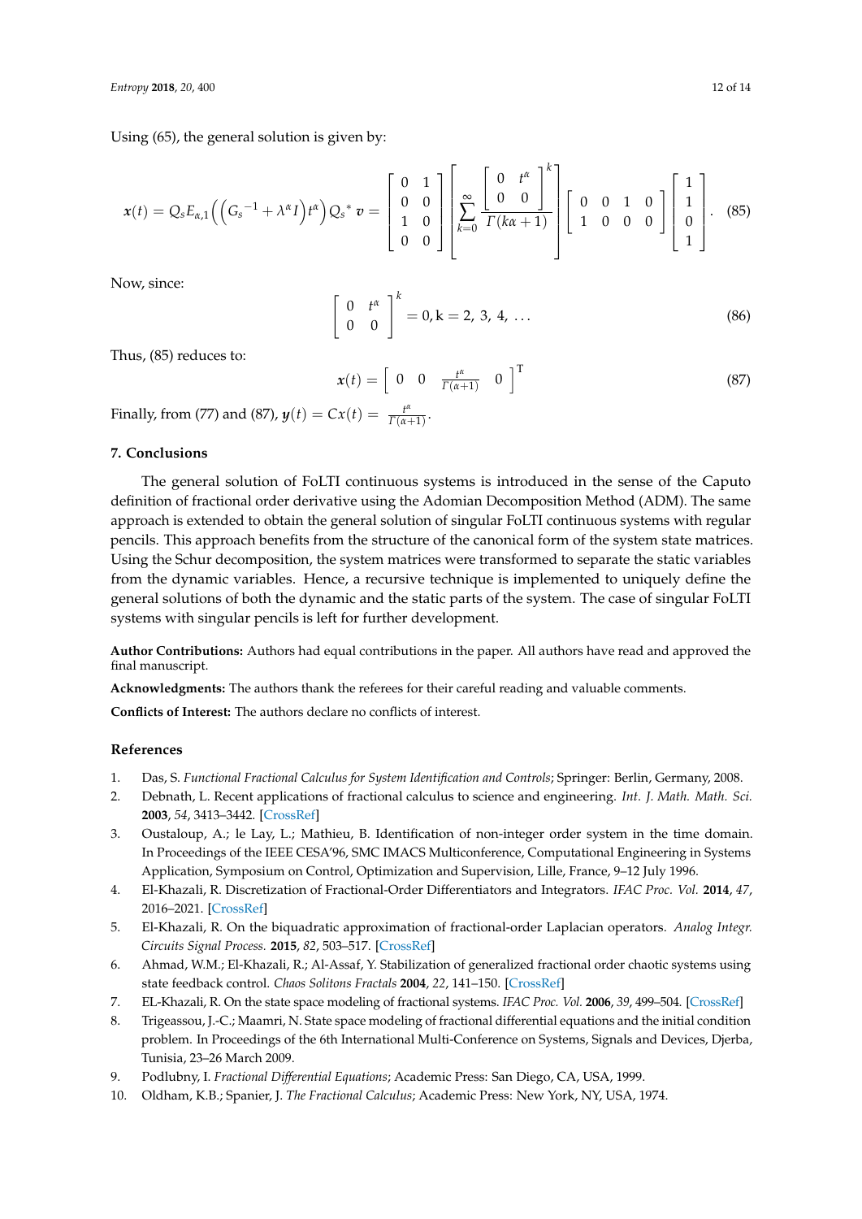Using (65), the general solution is given by:

$$\boldsymbol{x}(t) = Q_s E_{\alpha,1}\left(\left({G_s}^{-1} + \lambda^{\alpha} I\right) t^{\alpha}\right) {Q_s}^{*}\, \boldsymbol{v} = \begin{bmatrix} 0 & 1 \\ 0 & 0 \\ 1 & 0 \\ 0 & 0 \end{bmatrix} \left[ \sum_{k=0}^{\infty} \frac{\begin{bmatrix} 0 & t^{\alpha} \\ 0 & 0 \end{bmatrix}^{k}}{\Gamma(k\alpha+1)} \right] \begin{bmatrix} 0 & 0 & 1 & 0 \\ 1 & 0 & 0 & 0 \end{bmatrix} \begin{bmatrix} 1 \\ 1 \\ 0 \\ 1 \end{bmatrix}. \tag{85}$$

Now, since:

$$\begin{bmatrix} 0 & t^{\alpha} \\ 0 & 0 \end{bmatrix}^{k} = 0, \mathrm{k} = 2,\ 3,\ 4,\ \ldots \tag{86}$$

Thus, (85) reduces to:

$$\boldsymbol{x}(t) = \begin{bmatrix} 0 & 0 & \frac{t^{\alpha}}{\Gamma(\alpha+1)} & 0 \end{bmatrix}^{\mathrm{T}} \tag{87}$$

Finally, from (77) and (87), $\boldsymbol{y}(t) = Cx(t) = \frac{t^{\alpha}}{\Gamma(\alpha+1)}$.

## 7. Conclusions

The general solution of FoLTI continuous systems is introduced in the sense of the Caputo definition of fractional order derivative using the Adomian Decomposition Method (ADM). The same approach is extended to obtain the general solution of singular FoLTI continuous systems with regular pencils. This approach benefits from the structure of the canonical form of the system state matrices. Using the Schur decomposition, the system matrices were transformed to separate the static variables from the dynamic variables. Hence, a recursive technique is implemented to uniquely define the general solutions of both the dynamic and the static parts of the system. The case of singular FoLTI systems with singular pencils is left for further development.

**Author Contributions:** Authors had equal contributions in the paper. All authors have read and approved the final manuscript.

**Acknowledgments:** The authors thank the referees for their careful reading and valuable comments.

**Conflicts of Interest:** The authors declare no conflicts of interest.

## References

1. Das, S. *Functional Fractional Calculus for System Identification and Controls*; Springer: Berlin, Germany, 2008.
2. Debnath, L. Recent applications of fractional calculus to science and engineering. *Int. J. Math. Math. Sci.* **2003**, *54*, 3413–3442. [CrossRef]
3. Oustaloup, A.; le Lay, L.; Mathieu, B. Identification of non-integer order system in the time domain. In Proceedings of the IEEE CESA'96, SMC IMACS Multiconference, Computational Engineering in Systems Application, Symposium on Control, Optimization and Supervision, Lille, France, 9–12 July 1996.
4. El-Khazali, R. Discretization of Fractional-Order Differentiators and Integrators. *IFAC Proc. Vol.* **2014**, *47*, 2016–2021. [CrossRef]
5. El-Khazali, R. On the biquadratic approximation of fractional-order Laplacian operators. *Analog Integr. Circuits Signal Process.* **2015**, *82*, 503–517. [CrossRef]
6. Ahmad, W.M.; El-Khazali, R.; Al-Assaf, Y. Stabilization of generalized fractional order chaotic systems using state feedback control. *Chaos Solitons Fractals* **2004**, *22*, 141–150. [CrossRef]
7. EL-Khazali, R. On the state space modeling of fractional systems. *IFAC Proc. Vol.* **2006**, *39*, 499–504. [CrossRef]
8. Trigeassou, J.-C.; Maamri, N. State space modeling of fractional differential equations and the initial condition problem. In Proceedings of the 6th International Multi-Conference on Systems, Signals and Devices, Djerba, Tunisia, 23–26 March 2009.
9. Podlubny, I. *Fractional Differential Equations*; Academic Press: San Diego, CA, USA, 1999.
10. Oldham, K.B.; Spanier, J. *The Fractional Calculus*; Academic Press: New York, NY, USA, 1974.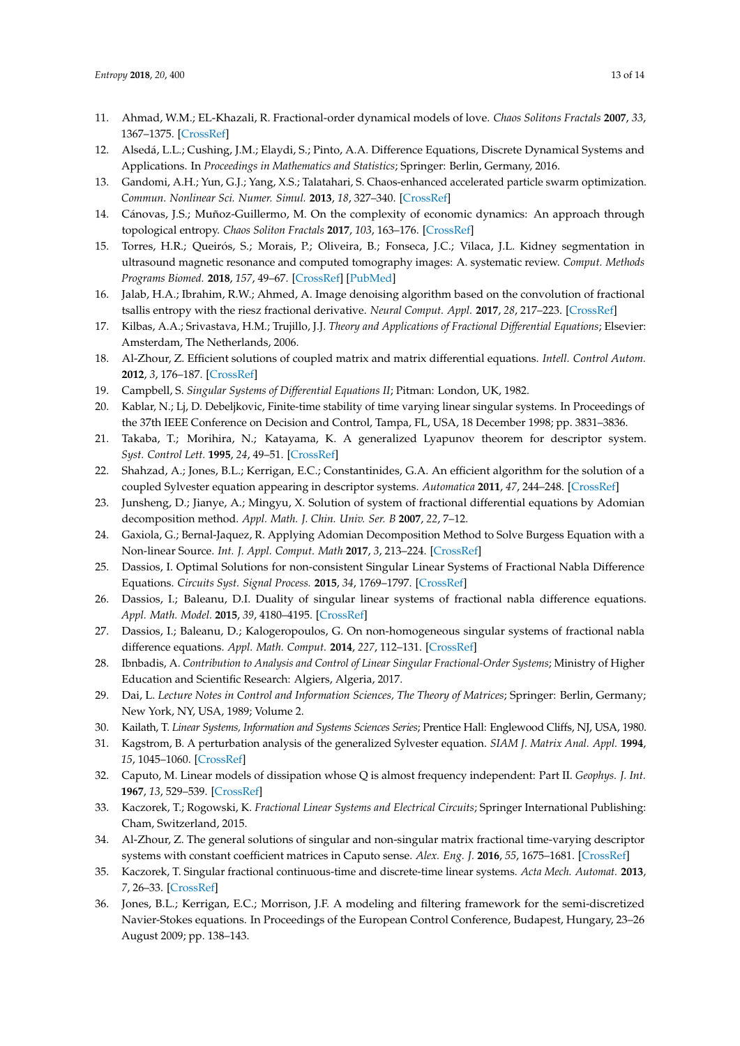11. Ahmad, W.M.; EL-Khazali, R. Fractional-order dynamical models of love. *Chaos Solitons Fractals* **2007**, *33*, 1367–1375. [CrossRef]
12. Alsedá, L.L.; Cushing, J.M.; Elaydi, S.; Pinto, A.A. Difference Equations, Discrete Dynamical Systems and Applications. In *Proceedings in Mathematics and Statistics*; Springer: Berlin, Germany, 2016.
13. Gandomi, A.H.; Yun, G.J.; Yang, X.S.; Talatahari, S. Chaos-enhanced accelerated particle swarm optimization. *Commun. Nonlinear Sci. Numer. Simul.* **2013**, *18*, 327–340. [CrossRef]
14. Cánovas, J.S.; Muñoz-Guillermo, M. On the complexity of economic dynamics: An approach through topological entropy. *Chaos Soliton Fractals* **2017**, *103*, 163–176. [CrossRef]
15. Torres, H.R.; Queirós, S.; Morais, P.; Oliveira, B.; Fonseca, J.C.; Vilaca, J.L. Kidney segmentation in ultrasound magnetic resonance and computed tomography images: A. systematic review. *Comput. Methods Programs Biomed.* **2018**, *157*, 49–67. [CrossRef] [PubMed]
16. Jalab, H.A.; Ibrahim, R.W.; Ahmed, A. Image denoising algorithm based on the convolution of fractional tsallis entropy with the riesz fractional derivative. *Neural Comput. Appl.* **2017**, *28*, 217–223. [CrossRef]
17. Kilbas, A.A.; Srivastava, H.M.; Trujillo, J.J. *Theory and Applications of Fractional Differential Equations*; Elsevier: Amsterdam, The Netherlands, 2006.
18. Al-Zhour, Z. Efficient solutions of coupled matrix and matrix differential equations. *Intell. Control Autom.* **2012**, *3*, 176–187. [CrossRef]
19. Campbell, S. *Singular Systems of Differential Equations II*; Pitman: London, UK, 1982.
20. Kablar, N.; Lj, D. Debeljkovic, Finite-time stability of time varying linear singular systems. In Proceedings of the 37th IEEE Conference on Decision and Control, Tampa, FL, USA, 18 December 1998; pp. 3831–3836.
21. Takaba, T.; Morihira, N.; Katayama, K. A generalized Lyapunov theorem for descriptor system. *Syst. Control Lett.* **1995**, *24*, 49–51. [CrossRef]
22. Shahzad, A.; Jones, B.L.; Kerrigan, E.C.; Constantinides, G.A. An efficient algorithm for the solution of a coupled Sylvester equation appearing in descriptor systems. *Automatica* **2011**, *47*, 244–248. [CrossRef]
23. Junsheng, D.; Jianye, A.; Mingyu, X. Solution of system of fractional differential equations by Adomian decomposition method. *Appl. Math. J. Chin. Univ. Ser. B* **2007**, *22*, 7–12.
24. Gaxiola, G.; Bernal-Jaquez, R. Applying Adomian Decomposition Method to Solve Burgess Equation with a Non-linear Source. *Int. J. Appl. Comput. Math* **2017**, *3*, 213–224. [CrossRef]
25. Dassios, I. Optimal Solutions for non-consistent Singular Linear Systems of Fractional Nabla Difference Equations. *Circuits Syst. Signal Process.* **2015**, *34*, 1769–1797. [CrossRef]
26. Dassios, I.; Baleanu, D.I. Duality of singular linear systems of fractional nabla difference equations. *Appl. Math. Model.* **2015**, *39*, 4180–4195. [CrossRef]
27. Dassios, I.; Baleanu, D.; Kalogeropoulos, G. On non-homogeneous singular systems of fractional nabla difference equations. *Appl. Math. Comput.* **2014**, *227*, 112–131. [CrossRef]
28. Ibnbadis, A. *Contribution to Analysis and Control of Linear Singular Fractional-Order Systems*; Ministry of Higher Education and Scientific Research: Algiers, Algeria, 2017.
29. Dai, L. *Lecture Notes in Control and Information Sciences, The Theory of Matrices*; Springer: Berlin, Germany; New York, NY, USA, 1989; Volume 2.
30. Kailath, T. *Linear Systems, Information and Systems Sciences Series*; Prentice Hall: Englewood Cliffs, NJ, USA, 1980.
31. Kagstrom, B. A perturbation analysis of the generalized Sylvester equation. *SIAM J. Matrix Anal. Appl.* **1994**, *15*, 1045–1060. [CrossRef]
32. Caputo, M. Linear models of dissipation whose Q is almost frequency independent: Part II. *Geophys. J. Int.* **1967**, *13*, 529–539. [CrossRef]
33. Kaczorek, T.; Rogowski, K. *Fractional Linear Systems and Electrical Circuits*; Springer International Publishing: Cham, Switzerland, 2015.
34. Al-Zhour, Z. The general solutions of singular and non-singular matrix fractional time-varying descriptor systems with constant coefficient matrices in Caputo sense. *Alex. Eng. J.* **2016**, *55*, 1675–1681. [CrossRef]
35. Kaczorek, T. Singular fractional continuous-time and discrete-time linear systems. *Acta Mech. Automat.* **2013**, *7*, 26–33. [CrossRef]
36. Jones, B.L.; Kerrigan, E.C.; Morrison, J.F. A modeling and filtering framework for the semi-discretized Navier-Stokes equations. In Proceedings of the European Control Conference, Budapest, Hungary, 23–26 August 2009; pp. 138–143.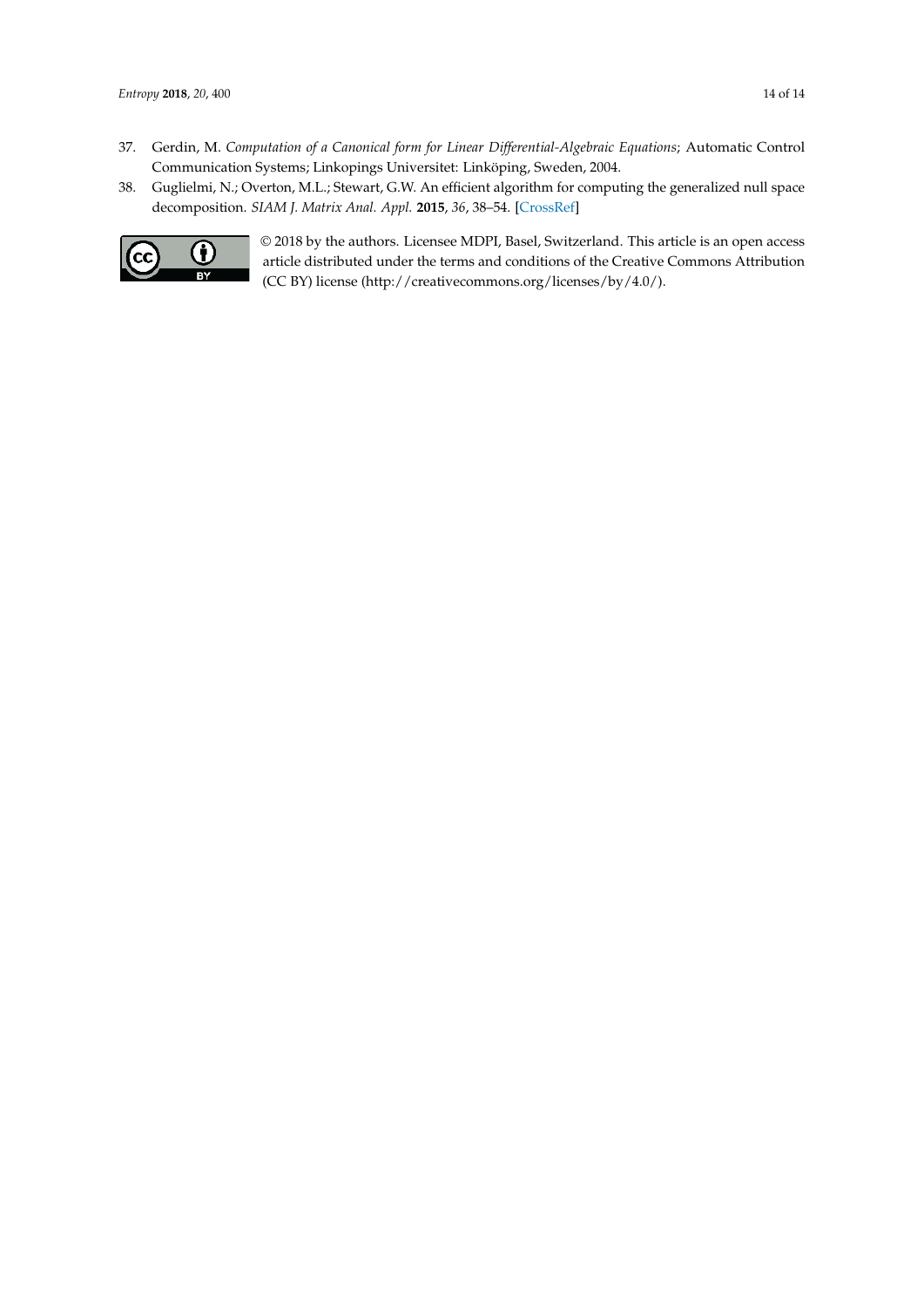37. Gerdin, M. *Computation of a Canonical form for Linear Differential-Algebraic Equations*; Automatic Control Communication Systems; Linkopings Universitet: Linköping, Sweden, 2004.
38. Guglielmi, N.; Overton, M.L.; Stewart, G.W. An efficient algorithm for computing the generalized null space decomposition. *SIAM J. Matrix Anal. Appl.* **2015**, *36*, 38–54. [CrossRef]

© 2018 by the authors. Licensee MDPI, Basel, Switzerland. This article is an open access article distributed under the terms and conditions of the Creative Commons Attribution (CC BY) license (http://creativecommons.org/licenses/by/4.0/).